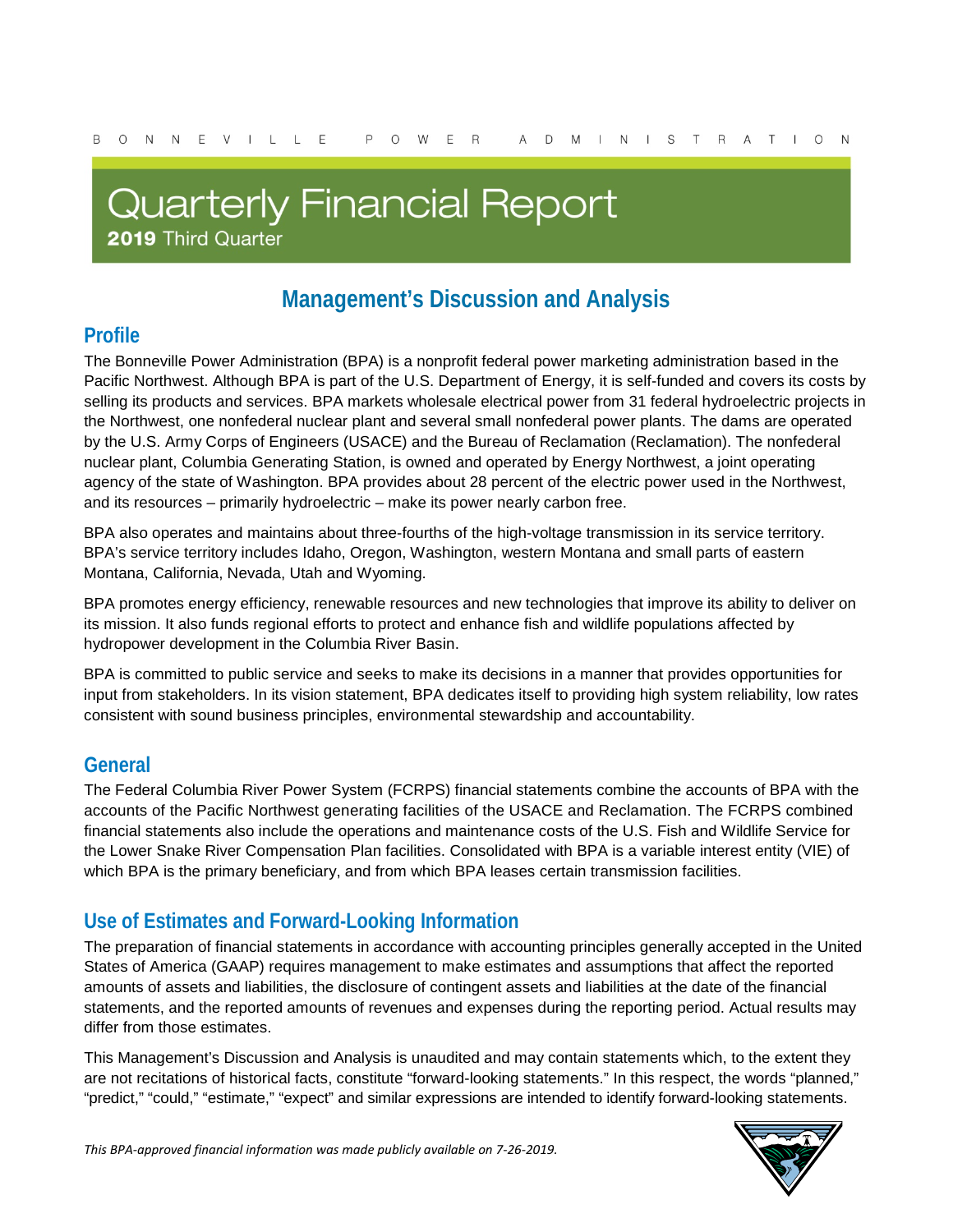BONNEVILLE POWER ADMINISTRATION

# Quarterly Financial Report

**2019** Third Quarter

## Management's Discussion and Analysis

### Profile

The Bonneville Power Administration (BPA) is a nonprofit federal power marketing administration based in the Pacific Northwest. Although BPA is part of the U.S. Department of Energy, it is self-funded and covers its costs by selling its products and services. BPA markets wholesale electrical power from 31 federal hydroelectric projects in the Northwest, one nonfederal nuclear plant and several small nonfederal power plants. The dams are operated by the U.S. Army Corps of Engineers (USACE) and the Bureau of Reclamation (Reclamation). The nonfederal nuclear plant, Columbia Generating Station, is owned and operated by Energy Northwest, a joint operating agency of the state of Washington. BPA provides about 28 percent of the electric power used in the Northwest, and its resources – primarily hydroelectric – make its power nearly carbon free.

BPA also operates and maintains about three-fourths of the high-voltage transmission in its service territory. BPA's service territory includes Idaho, Oregon, Washington, western Montana and small parts of eastern Montana, California, Nevada, Utah and Wyoming.

BPA promotes energy efficiency, renewable resources and new technologies that improve its ability to deliver on its mission. It also funds regional efforts to protect and enhance fish and wildlife populations affected by hydropower development in the Columbia River Basin.

BPA is committed to public service and seeks to make its decisions in a manner that provides opportunities for input from stakeholders. In its vision statement, BPA dedicates itself to providing high system reliability, low rates consistent with sound business principles, environmental stewardship and accountability.

### General

The Federal Columbia River Power System (FCRPS) financial statements combine the accounts of BPA with the accounts of the Pacific Northwest generating facilities of the USACE and Reclamation. The FCRPS combined financial statements also include the operations and maintenance costs of the U.S. Fish and Wildlife Service for the Lower Snake River Compensation Plan facilities. Consolidated with BPA is a variable interest entity (VIE) of which BPA is the primary beneficiary, and from which BPA leases certain transmission facilities.

### Use of Estimates and Forward-Looking Information

The preparation of financial statements in accordance with accounting principles generally accepted in the United States of America (GAAP) requires management to make estimates and assumptions that affect the reported amounts of assets and liabilities, the disclosure of contingent assets and liabilities at the date of the financial statements, and the reported amounts of revenues and expenses during the reporting period. Actual results may differ from those estimates.

This Management's Discussion and Analysis is unaudited and may contain statements which, to the extent they are not recitations of historical facts, constitute "forward-looking statements." In this respect, the words "planned," "predict," "could," "estimate," "expect" and similar expressions are intended to identify forward-looking statements.

*This BPA-approved financial information was made publicly available on 7-26-2019.*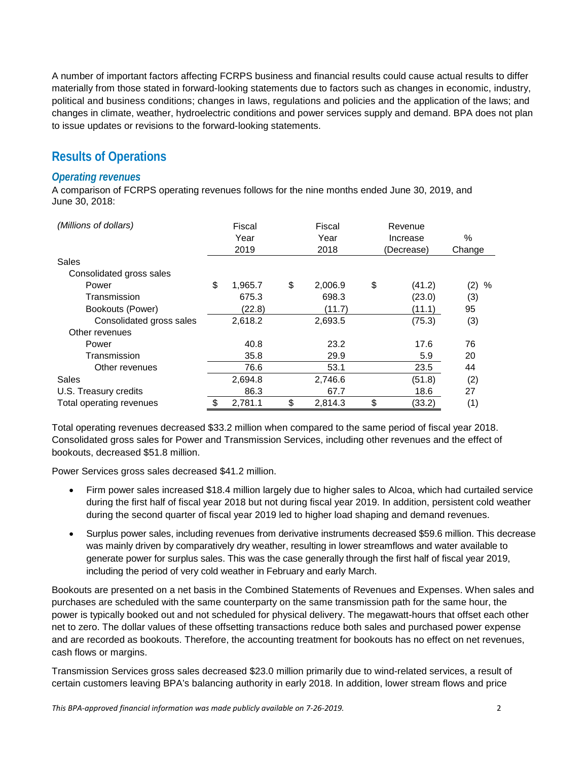A number of important factors affecting FCRPS business and financial results could cause actual results to differ materially from those stated in forward-looking statements due to factors such as changes in economic, industry, political and business conditions; changes in laws, regulations and policies and the application of the laws; and changes in climate, weather, hydroelectric conditions and power services supply and demand. BPA does not plan to issue updates or revisions to the forward-looking statements.

## Results of Operations

### *Operating revenues*

A comparison of FCRPS operating revenues follows for the nine months ended June 30, 2019, and June 30, 2018:

| *(Millions of dollars)* | Fiscal Year 2019 | Fiscal Year 2018 | Revenue Increase (Decrease) | % Change |
|---|---|---|---|---|
| Sales | | | | |
| Consolidated gross sales | | | | |
| Power | $ 1,965.7 | $ 2,006.9 | $ (41.2) | (2) % |
| Transmission | 675.3 | 698.3 | (23.0) | (3) |
| Bookouts (Power) | (22.8) | (11.7) | (11.1) | 95 |
| Consolidated gross sales | 2,618.2 | 2,693.5 | (75.3) | (3) |
| Other revenues | | | | |
| Power | 40.8 | 23.2 | 17.6 | 76 |
| Transmission | 35.8 | 29.9 | 5.9 | 20 |
| Other revenues | 76.6 | 53.1 | 23.5 | 44 |
| Sales | 2,694.8 | 2,746.6 | (51.8) | (2) |
| U.S. Treasury credits | 86.3 | 67.7 | 18.6 | 27 |
| Total operating revenues | $ 2,781.1 | $ 2,814.3 | $ (33.2) | (1) |

Total operating revenues decreased $33.2 million when compared to the same period of fiscal year 2018. Consolidated gross sales for Power and Transmission Services, including other revenues and the effect of bookouts, decreased $51.8 million.

Power Services gross sales decreased $41.2 million.

- Firm power sales increased $18.4 million largely due to higher sales to Alcoa, which had curtailed service during the first half of fiscal year 2018 but not during fiscal year 2019. In addition, persistent cold weather during the second quarter of fiscal year 2019 led to higher load shaping and demand revenues.
- Surplus power sales, including revenues from derivative instruments decreased $59.6 million. This decrease was mainly driven by comparatively dry weather, resulting in lower streamflows and water available to generate power for surplus sales. This was the case generally through the first half of fiscal year 2019, including the period of very cold weather in February and early March.

Bookouts are presented on a net basis in the Combined Statements of Revenues and Expenses. When sales and purchases are scheduled with the same counterparty on the same transmission path for the same hour, the power is typically booked out and not scheduled for physical delivery. The megawatt-hours that offset each other net to zero. The dollar values of these offsetting transactions reduce both sales and purchased power expense and are recorded as bookouts. Therefore, the accounting treatment for bookouts has no effect on net revenues, cash flows or margins.

Transmission Services gross sales decreased $23.0 million primarily due to wind-related services, a result of certain customers leaving BPA's balancing authority in early 2018. In addition, lower stream flows and price

*This BPA-approved financial information was made publicly available on 7-26-2019.*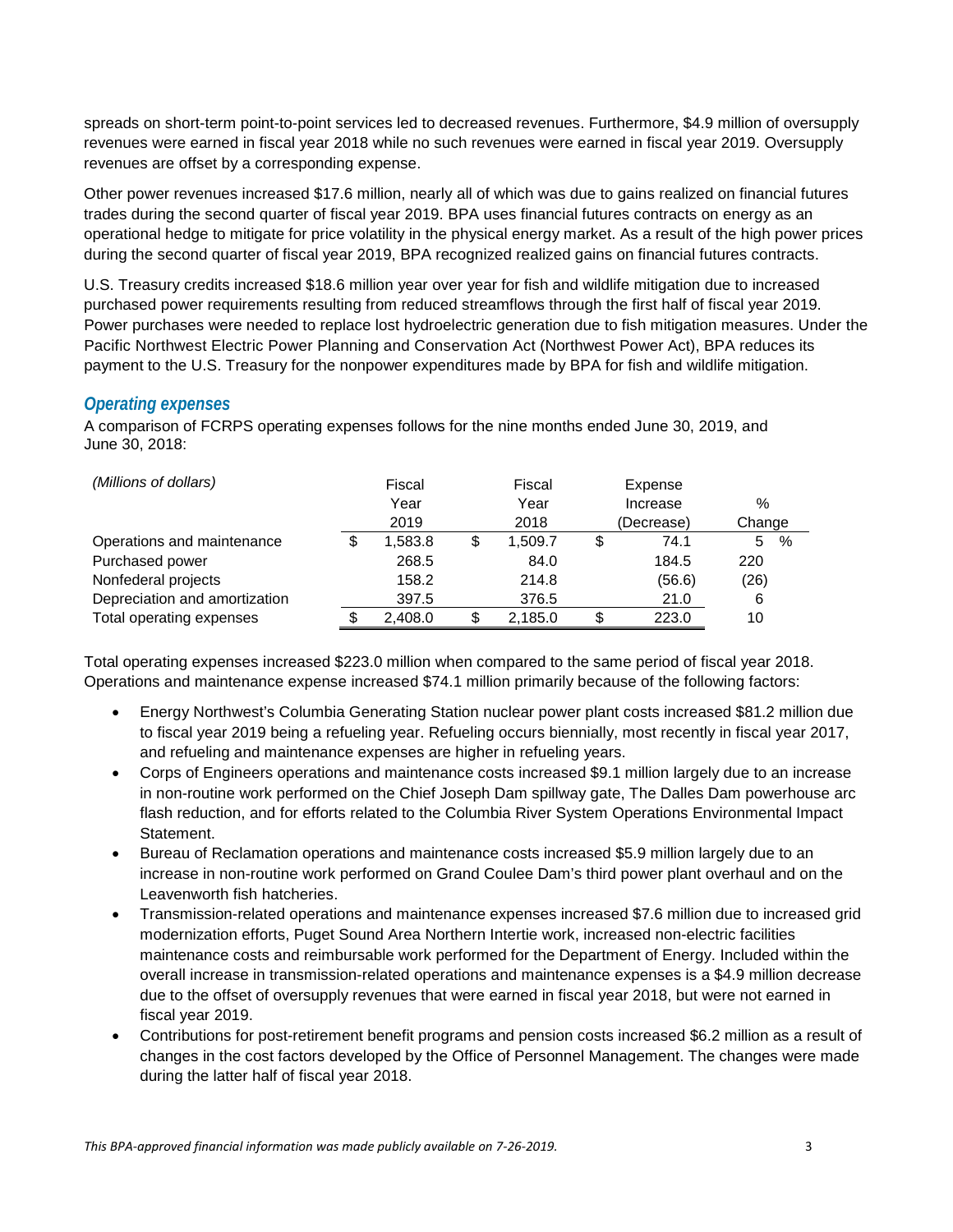spreads on short-term point-to-point services led to decreased revenues. Furthermore, $4.9 million of oversupply revenues were earned in fiscal year 2018 while no such revenues were earned in fiscal year 2019. Oversupply revenues are offset by a corresponding expense.

Other power revenues increased $17.6 million, nearly all of which was due to gains realized on financial futures trades during the second quarter of fiscal year 2019. BPA uses financial futures contracts on energy as an operational hedge to mitigate for price volatility in the physical energy market. As a result of the high power prices during the second quarter of fiscal year 2019, BPA recognized realized gains on financial futures contracts.

U.S. Treasury credits increased $18.6 million year over year for fish and wildlife mitigation due to increased purchased power requirements resulting from reduced streamflows through the first half of fiscal year 2019. Power purchases were needed to replace lost hydroelectric generation due to fish mitigation measures. Under the Pacific Northwest Electric Power Planning and Conservation Act (Northwest Power Act), BPA reduces its payment to the U.S. Treasury for the nonpower expenditures made by BPA for fish and wildlife mitigation.

### *Operating expenses*

A comparison of FCRPS operating expenses follows for the nine months ended June 30, 2019, and June 30, 2018:

| *(Millions of dollars)* | Fiscal Year 2019 | Fiscal Year 2018 | Expense Increase (Decrease) | % Change |
|---|---|---|---|---|
| Operations and maintenance | $ 1,583.8 | $ 1,509.7 | $ 74.1 | 5 % |
| Purchased power | 268.5 | 84.0 | 184.5 | 220 |
| Nonfederal projects | 158.2 | 214.8 | (56.6) | (26) |
| Depreciation and amortization | 397.5 | 376.5 | 21.0 | 6 |
| Total operating expenses | $ 2,408.0 | $ 2,185.0 | $ 223.0 | 10 |

Total operating expenses increased $223.0 million when compared to the same period of fiscal year 2018. Operations and maintenance expense increased $74.1 million primarily because of the following factors:

- Energy Northwest's Columbia Generating Station nuclear power plant costs increased $81.2 million due to fiscal year 2019 being a refueling year. Refueling occurs biennially, most recently in fiscal year 2017, and refueling and maintenance expenses are higher in refueling years.
- Corps of Engineers operations and maintenance costs increased $9.1 million largely due to an increase in non-routine work performed on the Chief Joseph Dam spillway gate, The Dalles Dam powerhouse arc flash reduction, and for efforts related to the Columbia River System Operations Environmental Impact Statement.
- Bureau of Reclamation operations and maintenance costs increased $5.9 million largely due to an increase in non-routine work performed on Grand Coulee Dam's third power plant overhaul and on the Leavenworth fish hatcheries.
- Transmission-related operations and maintenance expenses increased $7.6 million due to increased grid modernization efforts, Puget Sound Area Northern Intertie work, increased non-electric facilities maintenance costs and reimbursable work performed for the Department of Energy. Included within the overall increase in transmission-related operations and maintenance expenses is a $4.9 million decrease due to the offset of oversupply revenues that were earned in fiscal year 2018, but were not earned in fiscal year 2019.
- Contributions for post-retirement benefit programs and pension costs increased $6.2 million as a result of changes in the cost factors developed by the Office of Personnel Management. The changes were made during the latter half of fiscal year 2018.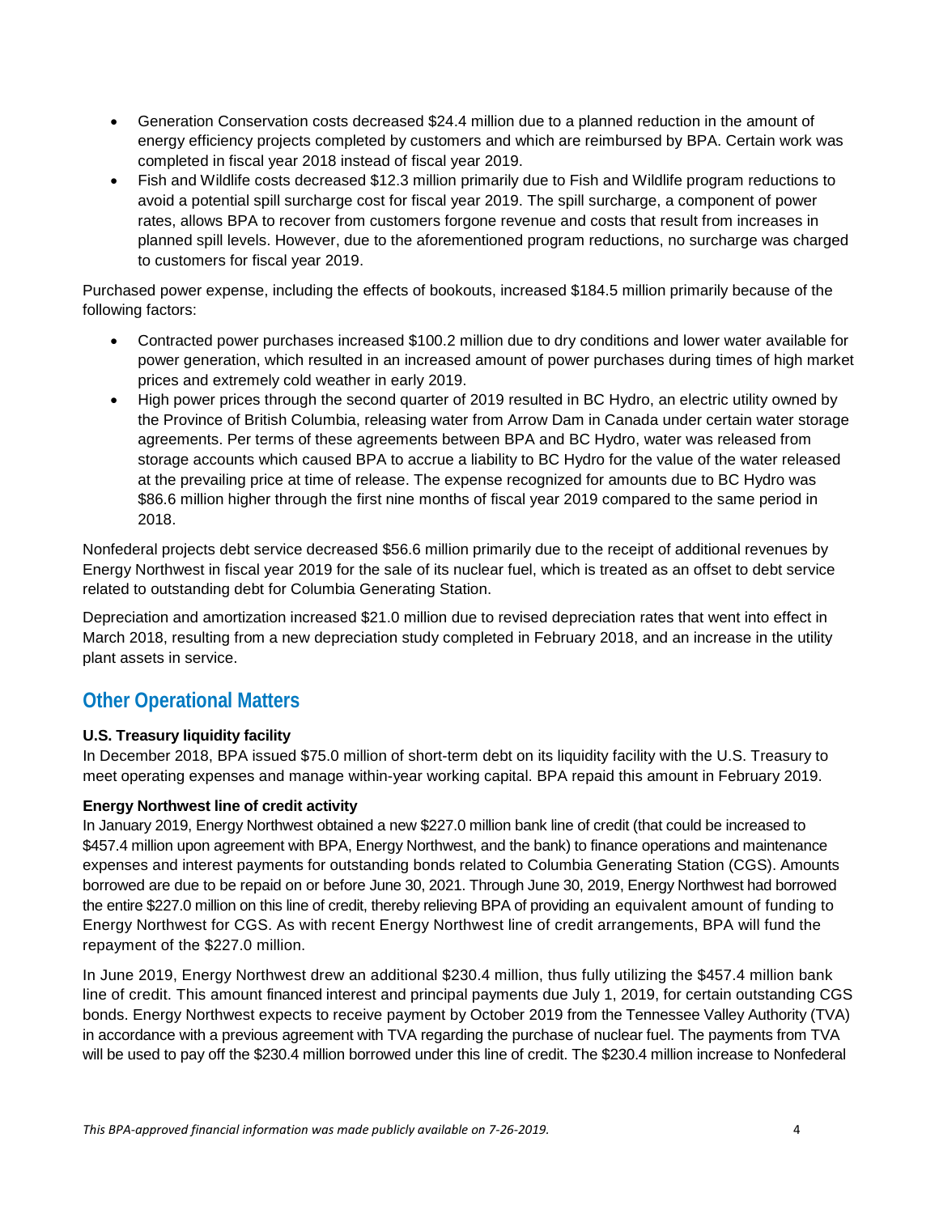- Generation Conservation costs decreased $24.4 million due to a planned reduction in the amount of energy efficiency projects completed by customers and which are reimbursed by BPA. Certain work was completed in fiscal year 2018 instead of fiscal year 2019.
- Fish and Wildlife costs decreased $12.3 million primarily due to Fish and Wildlife program reductions to avoid a potential spill surcharge cost for fiscal year 2019. The spill surcharge, a component of power rates, allows BPA to recover from customers forgone revenue and costs that result from increases in planned spill levels. However, due to the aforementioned program reductions, no surcharge was charged to customers for fiscal year 2019.

Purchased power expense, including the effects of bookouts, increased $184.5 million primarily because of the following factors:

- Contracted power purchases increased $100.2 million due to dry conditions and lower water available for power generation, which resulted in an increased amount of power purchases during times of high market prices and extremely cold weather in early 2019.
- High power prices through the second quarter of 2019 resulted in BC Hydro, an electric utility owned by the Province of British Columbia, releasing water from Arrow Dam in Canada under certain water storage agreements. Per terms of these agreements between BPA and BC Hydro, water was released from storage accounts which caused BPA to accrue a liability to BC Hydro for the value of the water released at the prevailing price at time of release. The expense recognized for amounts due to BC Hydro was $86.6 million higher through the first nine months of fiscal year 2019 compared to the same period in 2018.

Nonfederal projects debt service decreased $56.6 million primarily due to the receipt of additional revenues by Energy Northwest in fiscal year 2019 for the sale of its nuclear fuel, which is treated as an offset to debt service related to outstanding debt for Columbia Generating Station.

Depreciation and amortization increased $21.0 million due to revised depreciation rates that went into effect in March 2018, resulting from a new depreciation study completed in February 2018, and an increase in the utility plant assets in service.

## Other Operational Matters

**U.S. Treasury liquidity facility**

In December 2018, BPA issued $75.0 million of short-term debt on its liquidity facility with the U.S. Treasury to meet operating expenses and manage within-year working capital. BPA repaid this amount in February 2019.

**Energy Northwest line of credit activity**

In January 2019, Energy Northwest obtained a new $227.0 million bank line of credit (that could be increased to $457.4 million upon agreement with BPA, Energy Northwest, and the bank) to finance operations and maintenance expenses and interest payments for outstanding bonds related to Columbia Generating Station (CGS). Amounts borrowed are due to be repaid on or before June 30, 2021. Through June 30, 2019, Energy Northwest had borrowed the entire $227.0 million on this line of credit, thereby relieving BPA of providing an equivalent amount of funding to Energy Northwest for CGS. As with recent Energy Northwest line of credit arrangements, BPA will fund the repayment of the $227.0 million.

In June 2019, Energy Northwest drew an additional $230.4 million, thus fully utilizing the $457.4 million bank line of credit. This amount financed interest and principal payments due July 1, 2019, for certain outstanding CGS bonds. Energy Northwest expects to receive payment by October 2019 from the Tennessee Valley Authority (TVA) in accordance with a previous agreement with TVA regarding the purchase of nuclear fuel. The payments from TVA will be used to pay off the $230.4 million borrowed under this line of credit. The $230.4 million increase to Nonfederal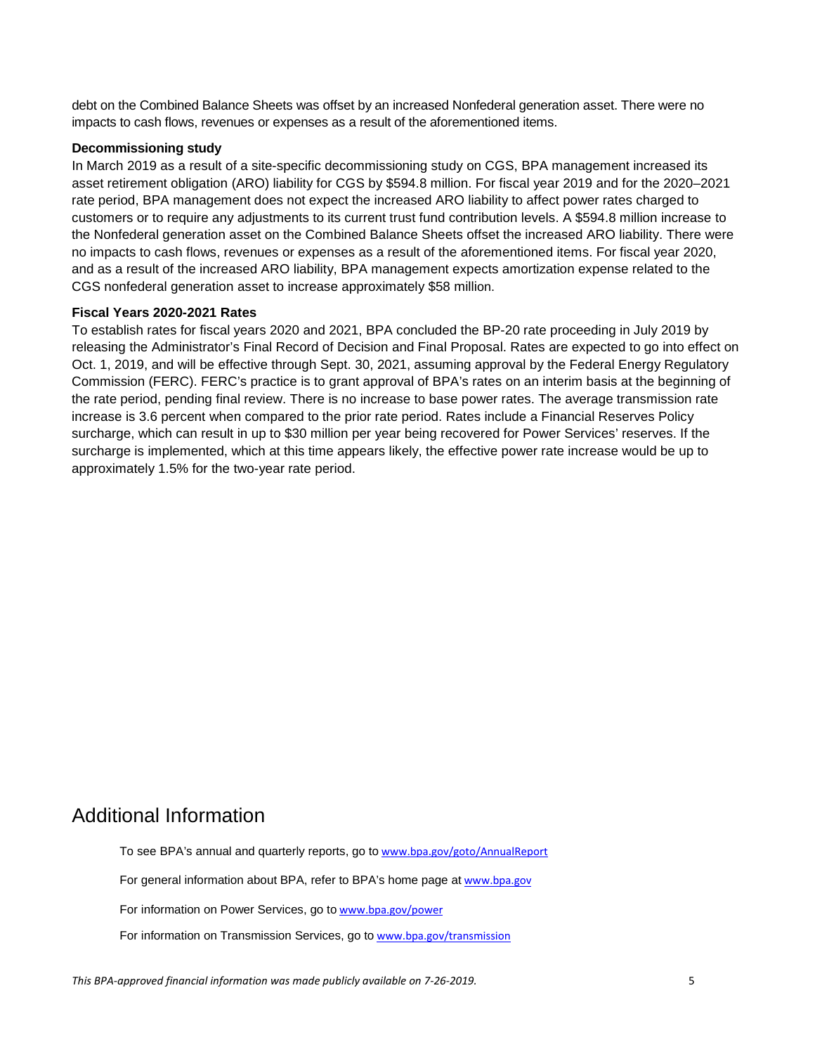debt on the Combined Balance Sheets was offset by an increased Nonfederal generation asset. There were no impacts to cash flows, revenues or expenses as a result of the aforementioned items.

**Decommissioning study**

In March 2019 as a result of a site-specific decommissioning study on CGS, BPA management increased its asset retirement obligation (ARO) liability for CGS by $594.8 million. For fiscal year 2019 and for the 2020–2021 rate period, BPA management does not expect the increased ARO liability to affect power rates charged to customers or to require any adjustments to its current trust fund contribution levels. A $594.8 million increase to the Nonfederal generation asset on the Combined Balance Sheets offset the increased ARO liability. There were no impacts to cash flows, revenues or expenses as a result of the aforementioned items. For fiscal year 2020, and as a result of the increased ARO liability, BPA management expects amortization expense related to the CGS nonfederal generation asset to increase approximately $58 million.

**Fiscal Years 2020-2021 Rates**

To establish rates for fiscal years 2020 and 2021, BPA concluded the BP-20 rate proceeding in July 2019 by releasing the Administrator's Final Record of Decision and Final Proposal. Rates are expected to go into effect on Oct. 1, 2019, and will be effective through Sept. 30, 2021, assuming approval by the Federal Energy Regulatory Commission (FERC). FERC's practice is to grant approval of BPA's rates on an interim basis at the beginning of the rate period, pending final review. There is no increase to base power rates. The average transmission rate increase is 3.6 percent when compared to the prior rate period. Rates include a Financial Reserves Policy surcharge, which can result in up to $30 million per year being recovered for Power Services' reserves. If the surcharge is implemented, which at this time appears likely, the effective power rate increase would be up to approximately 1.5% for the two-year rate period.

## Additional Information

To see BPA's annual and quarterly reports, go to www.bpa.gov/goto/AnnualReport

For general information about BPA, refer to BPA's home page at www.bpa.gov

For information on Power Services, go to www.bpa.gov/power

For information on Transmission Services, go to www.bpa.gov/transmission

*This BPA-approved financial information was made publicly available on 7-26-2019.*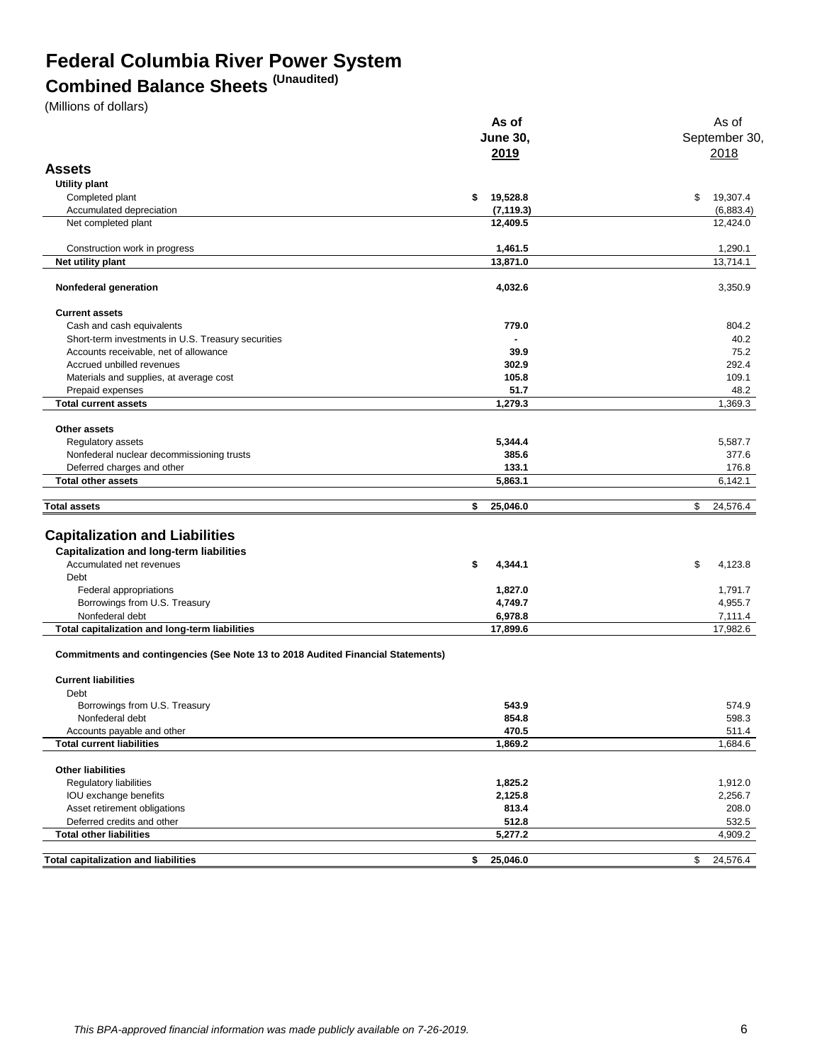# Federal Columbia River Power System

## Combined Balance Sheets (Unaudited)

(Millions of dollars)

| | As of June 30, 2019 | As of September 30, 2018 |
|---|---|---|
| **Assets** | | |
| **Utility plant** | | |
| Completed plant | **$ 19,528.8** | $ 19,307.4 |
| Accumulated depreciation | **(7,119.3)** | (6,883.4) |
| Net completed plant | **12,409.5** | 12,424.0 |
| Construction work in progress | **1,461.5** | 1,290.1 |
| **Net utility plant** | **13,871.0** | 13,714.1 |
| **Nonfederal generation** | **4,032.6** | 3,350.9 |
| **Current assets** | | |
| Cash and cash equivalents | **779.0** | 804.2 |
| Short-term investments in U.S. Treasury securities | **-** | 40.2 |
| Accounts receivable, net of allowance | **39.9** | 75.2 |
| Accrued unbilled revenues | **302.9** | 292.4 |
| Materials and supplies, at average cost | **105.8** | 109.1 |
| Prepaid expenses | **51.7** | 48.2 |
| **Total current assets** | **1,279.3** | 1,369.3 |
| **Other assets** | | |
| Regulatory assets | **5,344.4** | 5,587.7 |
| Nonfederal nuclear decommissioning trusts | **385.6** | 377.6 |
| Deferred charges and other | **133.1** | 176.8 |
| **Total other assets** | **5,863.1** | 6,142.1 |
| **Total assets** | **$ 25,046.0** | $ 24,576.4 |
| **Capitalization and Liabilities** | | |
| **Capitalization and long-term liabilities** | | |
| Accumulated net revenues | **$ 4,344.1** | $ 4,123.8 |
| Debt | | |
| Federal appropriations | **1,827.0** | 1,791.7 |
| Borrowings from U.S. Treasury | **4,749.7** | 4,955.7 |
| Nonfederal debt | **6,978.8** | 7,111.4 |
| **Total capitalization and long-term liabilities** | **17,899.6** | 17,982.6 |
| **Commitments and contingencies (See Note 13 to 2018 Audited Financial Statements)** | | |
| **Current liabilities** | | |
| Debt | | |
| Borrowings from U.S. Treasury | **543.9** | 574.9 |
| Nonfederal debt | **854.8** | 598.3 |
| Accounts payable and other | **470.5** | 511.4 |
| **Total current liabilities** | **1,869.2** | 1,684.6 |
| **Other liabilities** | | |
| Regulatory liabilities | **1,825.2** | 1,912.0 |
| IOU exchange benefits | **2,125.8** | 2,256.7 |
| Asset retirement obligations | **813.4** | 208.0 |
| Deferred credits and other | **512.8** | 532.5 |
| **Total other liabilities** | **5,277.2** | 4,909.2 |
| **Total capitalization and liabilities** | **$ 25,046.0** | $ 24,576.4 |

*This BPA-approved financial information was made publicly available on 7-26-2019.*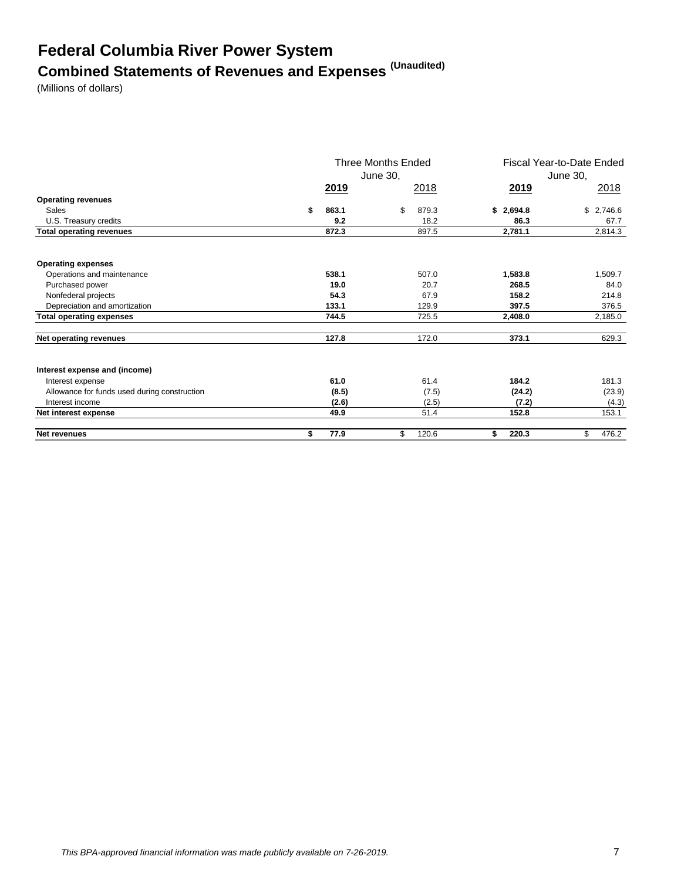# Federal Columbia River Power System

## Combined Statements of Revenues and Expenses (Unaudited)

(Millions of dollars)

| | Three Months Ended June 30, | | Fiscal Year-to-Date Ended June 30, | |
|---|---|---|---|---|
| | **2019** | 2018 | **2019** | 2018 |
| **Operating revenues** | | | | |
| Sales | **$ 863.1** | $ 879.3 | **$ 2,694.8** | $ 2,746.6 |
| U.S. Treasury credits | **9.2** | 18.2 | **86.3** | 67.7 |
| **Total operating revenues** | **872.3** | 897.5 | **2,781.1** | 2,814.3 |
| **Operating expenses** | | | | |
| Operations and maintenance | **538.1** | 507.0 | **1,583.8** | 1,509.7 |
| Purchased power | **19.0** | 20.7 | **268.5** | 84.0 |
| Nonfederal projects | **54.3** | 67.9 | **158.2** | 214.8 |
| Depreciation and amortization | **133.1** | 129.9 | **397.5** | 376.5 |
| **Total operating expenses** | **744.5** | 725.5 | **2,408.0** | 2,185.0 |
| **Net operating revenues** | **127.8** | 172.0 | **373.1** | 629.3 |
| **Interest expense and (income)** | | | | |
| Interest expense | **61.0** | 61.4 | **184.2** | 181.3 |
| Allowance for funds used during construction | **(8.5)** | (7.5) | **(24.2)** | (23.9) |
| Interest income | **(2.6)** | (2.5) | **(7.2)** | (4.3) |
| **Net interest expense** | **49.9** | 51.4 | **152.8** | 153.1 |
| **Net revenues** | **$ 77.9** | $ 120.6 | **$ 220.3** | $ 476.2 |

*This BPA-approved financial information was made publicly available on 7-26-2019.*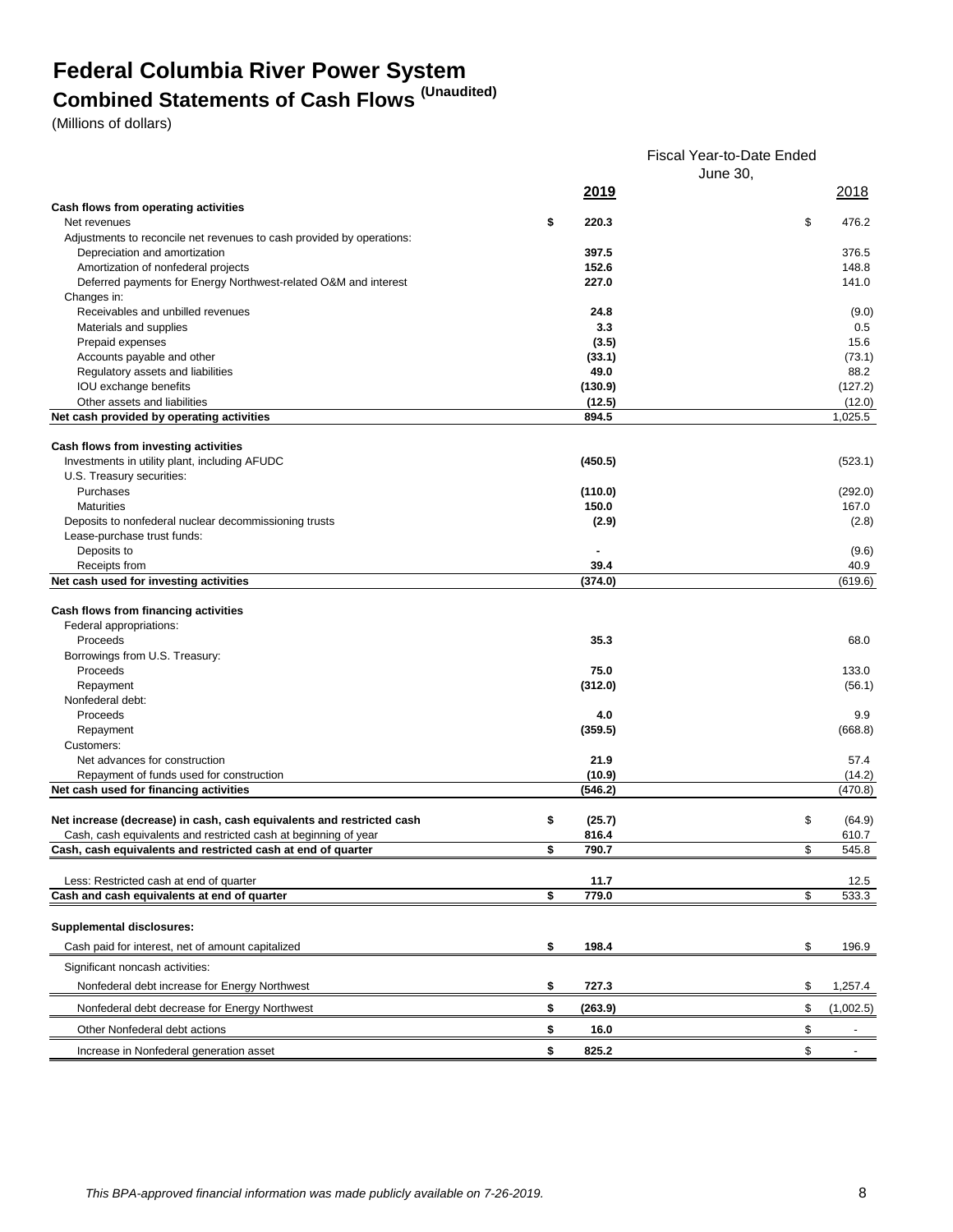# Federal Columbia River Power System

## Combined Statements of Cash Flows (Unaudited)

(Millions of dollars)

| | Fiscal Year-to-Date Ended June 30, 2019 | 2018 |
|---|---|---|
| **Cash flows from operating activities** | | |
| Net revenues | $ 220.3 | $ 476.2 |
| Adjustments to reconcile net revenues to cash provided by operations: | | |
| Depreciation and amortization | 397.5 | 376.5 |
| Amortization of nonfederal projects | 152.6 | 148.8 |
| Deferred payments for Energy Northwest-related O&M and interest | 227.0 | 141.0 |
| Changes in: | | |
| Receivables and unbilled revenues | 24.8 | (9.0) |
| Materials and supplies | 3.3 | 0.5 |
| Prepaid expenses | (3.5) | 15.6 |
| Accounts payable and other | (33.1) | (73.1) |
| Regulatory assets and liabilities | 49.0 | 88.2 |
| IOU exchange benefits | (130.9) | (127.2) |
| Other assets and liabilities | (12.5) | (12.0) |
| **Net cash provided by operating activities** | 894.5 | 1,025.5 |
| **Cash flows from investing activities** | | |
| Investments in utility plant, including AFUDC | (450.5) | (523.1) |
| U.S. Treasury securities: | | |
| Purchases | (110.0) | (292.0) |
| Maturities | 150.0 | 167.0 |
| Deposits to nonfederal nuclear decommissioning trusts | (2.9) | (2.8) |
| Lease-purchase trust funds: | | |
| Deposits to | - | (9.6) |
| Receipts from | 39.4 | 40.9 |
| **Net cash used for investing activities** | (374.0) | (619.6) |
| **Cash flows from financing activities** | | |
| Federal appropriations: | | |
| Proceeds | 35.3 | 68.0 |
| Borrowings from U.S. Treasury: | | |
| Proceeds | 75.0 | 133.0 |
| Repayment | (312.0) | (56.1) |
| Nonfederal debt: | | |
| Proceeds | 4.0 | 9.9 |
| Repayment | (359.5) | (668.8) |
| Customers: | | |
| Net advances for construction | 21.9 | 57.4 |
| Repayment of funds used for construction | (10.9) | (14.2) |
| **Net cash used for financing activities** | (546.2) | (470.8) |
| **Net increase (decrease) in cash, cash equivalents and restricted cash** | $ (25.7) | $ (64.9) |
| Cash, cash equivalents and restricted cash at beginning of year | 816.4 | 610.7 |
| **Cash, cash equivalents and restricted cash at end of quarter** | $ 790.7 | $ 545.8 |
| Less: Restricted cash at end of quarter | 11.7 | 12.5 |
| **Cash and cash equivalents at end of quarter** | $ 779.0 | $ 533.3 |
| **Supplemental disclosures:** | | |
| Cash paid for interest, net of amount capitalized | $ 198.4 | $ 196.9 |
| Significant noncash activities: | | |
| Nonfederal debt increase for Energy Northwest | $ 727.3 | $ 1,257.4 |
| Nonfederal debt decrease for Energy Northwest | $ (263.9) | $ (1,002.5) |
| Other Nonfederal debt actions | $ 16.0 | $ - |
| Increase in Nonfederal generation asset | $ 825.2 | $ - |

*This BPA-approved financial information was made publicly available on 7-26-2019.*